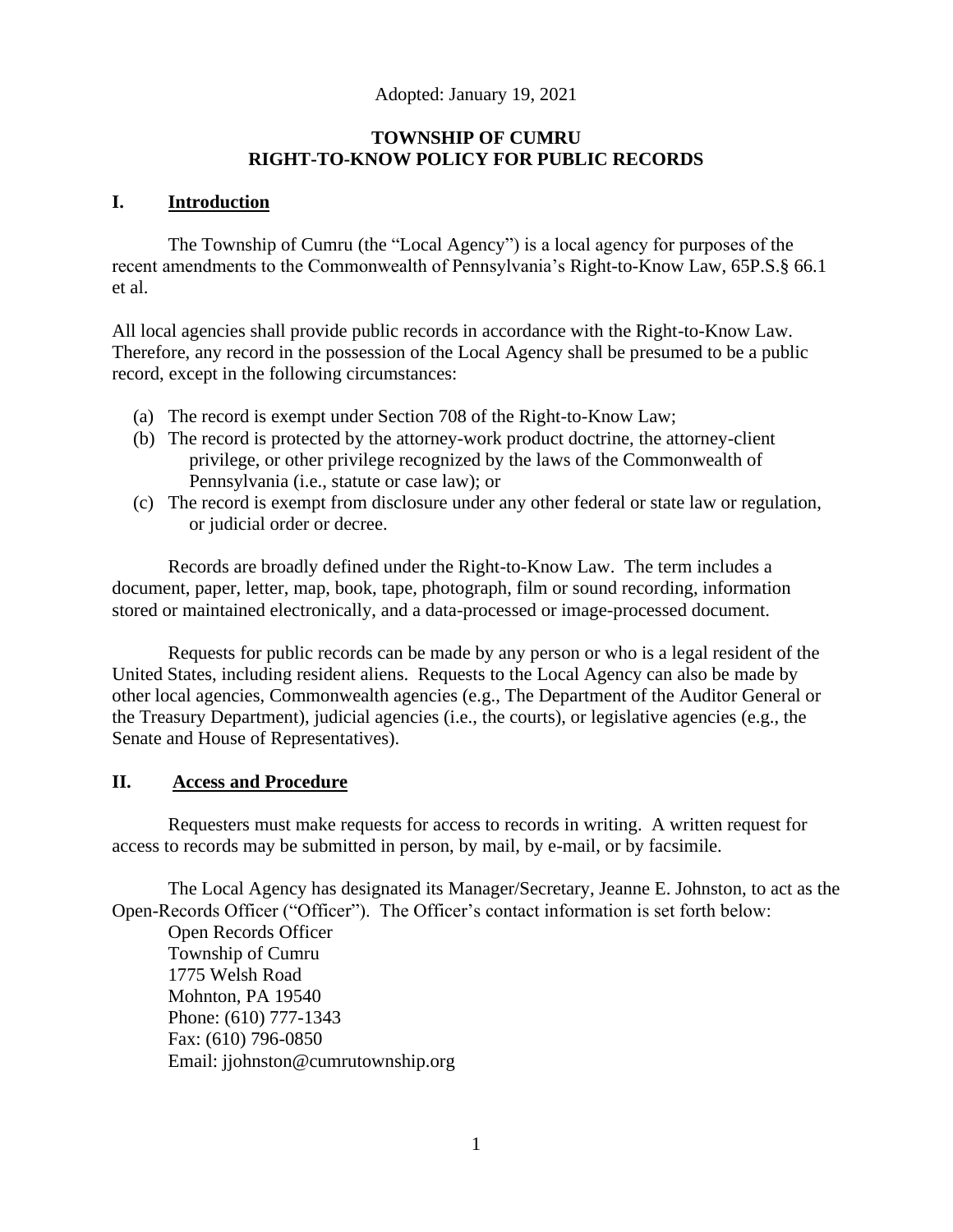Adopted: January 19, 2021

# TOWNSHIP OF CUMRU
# RIGHT-TO-KNOW POLICY FOR PUBLIC RECORDS

## I. Introduction

The Township of Cumru (the "Local Agency") is a local agency for purposes of the recent amendments to the Commonwealth of Pennsylvania's Right-to-Know Law, 65P.S.§ 66.1 et al.

All local agencies shall provide public records in accordance with the Right-to-Know Law. Therefore, any record in the possession of the Local Agency shall be presumed to be a public record, except in the following circumstances:

(a) The record is exempt under Section 708 of the Right-to-Know Law;
(b) The record is protected by the attorney-work product doctrine, the attorney-client privilege, or other privilege recognized by the laws of the Commonwealth of Pennsylvania (i.e., statute or case law); or
(c) The record is exempt from disclosure under any other federal or state law or regulation, or judicial order or decree.

Records are broadly defined under the Right-to-Know Law. The term includes a document, paper, letter, map, book, tape, photograph, film or sound recording, information stored or maintained electronically, and a data-processed or image-processed document.

Requests for public records can be made by any person or who is a legal resident of the United States, including resident aliens. Requests to the Local Agency can also be made by other local agencies, Commonwealth agencies (e.g., The Department of the Auditor General or the Treasury Department), judicial agencies (i.e., the courts), or legislative agencies (e.g., the Senate and House of Representatives).

## II. Access and Procedure

Requesters must make requests for access to records in writing. A written request for access to records may be submitted in person, by mail, by e-mail, or by facsimile.

The Local Agency has designated its Manager/Secretary, Jeanne E. Johnston, to act as the Open-Records Officer ("Officer"). The Officer's contact information is set forth below:

Open Records Officer
Township of Cumru
1775 Welsh Road
Mohnton, PA 19540
Phone: (610) 777-1343
Fax: (610) 796-0850
Email: jjohnston@cumrutownship.org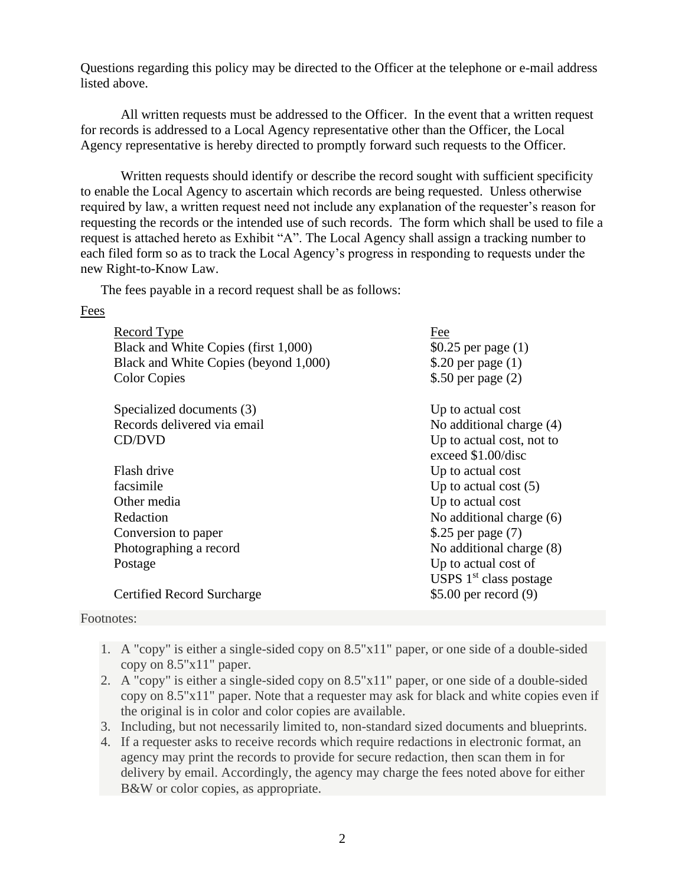Questions regarding this policy may be directed to the Officer at the telephone or e-mail address listed above.

All written requests must be addressed to the Officer. In the event that a written request for records is addressed to a Local Agency representative other than the Officer, the Local Agency representative is hereby directed to promptly forward such requests to the Officer.

Written requests should identify or describe the record sought with sufficient specificity to enable the Local Agency to ascertain which records are being requested. Unless otherwise required by law, a written request need not include any explanation of the requester's reason for requesting the records or the intended use of such records. The form which shall be used to file a request is attached hereto as Exhibit "A". The Local Agency shall assign a tracking number to each filed form so as to track the Local Agency's progress in responding to requests under the new Right-to-Know Law.

The fees payable in a record request shall be as follows:

Fees

| Record Type | Fee |
| --- | --- |
| Black and White Copies (first 1,000) | $0.25 per page (1) |
| Black and White Copies (beyond 1,000) | $.20 per page (1) |
| Color Copies | $.50 per page (2) |
| Specialized documents (3) | Up to actual cost |
| Records delivered via email | No additional charge (4) |
| CD/DVD | Up to actual cost, not to exceed $1.00/disc |
| Flash drive | Up to actual cost |
| facsimile | Up to actual cost (5) |
| Other media | Up to actual cost |
| Redaction | No additional charge (6) |
| Conversion to paper | $.25 per page (7) |
| Photographing a record | No additional charge (8) |
| Postage | Up to actual cost of USPS 1st class postage |
| Certified Record Surcharge | $5.00 per record (9) |

Footnotes:

1. A "copy" is either a single-sided copy on 8.5"x11" paper, or one side of a double-sided copy on 8.5"x11" paper.
2. A "copy" is either a single-sided copy on 8.5"x11" paper, or one side of a double-sided copy on 8.5"x11" paper. Note that a requester may ask for black and white copies even if the original is in color and color copies are available.
3. Including, but not necessarily limited to, non-standard sized documents and blueprints.
4. If a requester asks to receive records which require redactions in electronic format, an agency may print the records to provide for secure redaction, then scan them in for delivery by email. Accordingly, the agency may charge the fees noted above for either B&W or color copies, as appropriate.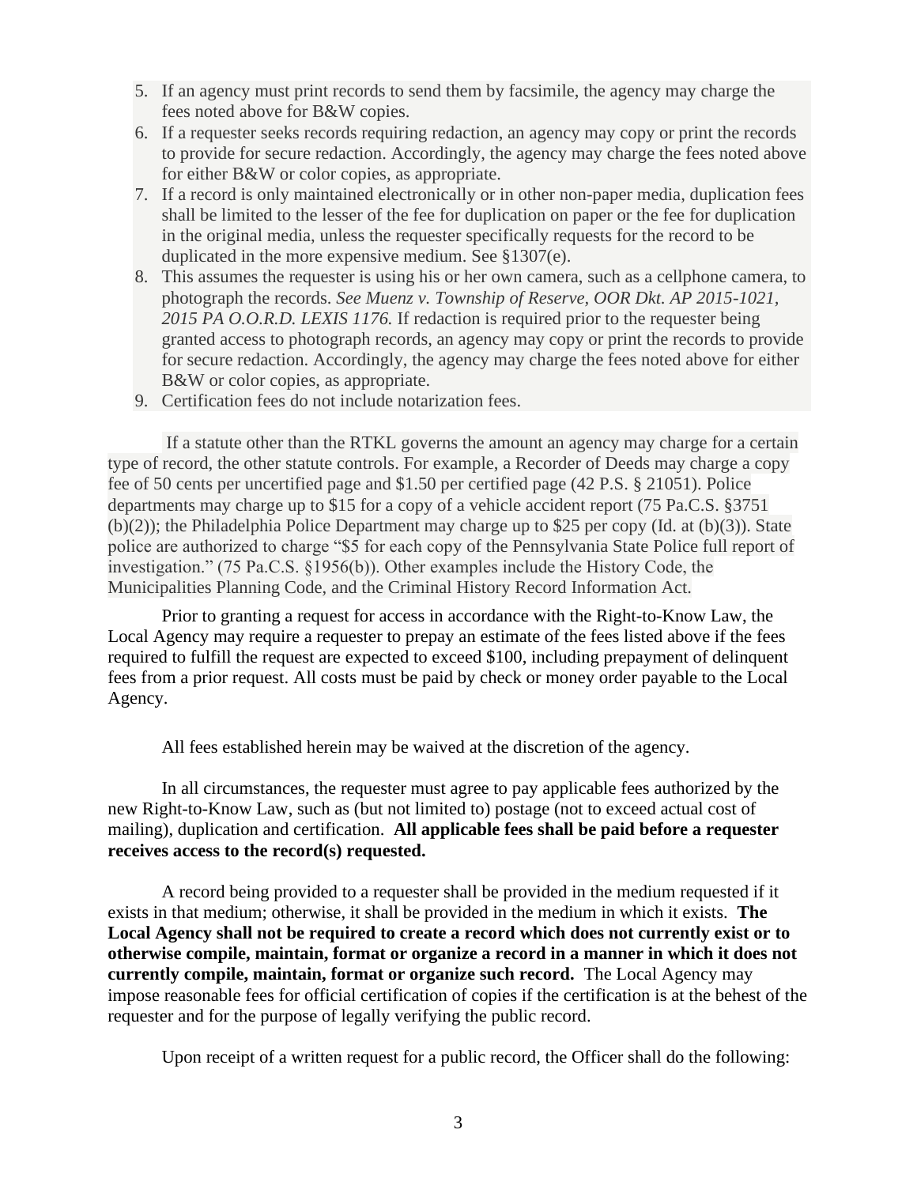5. If an agency must print records to send them by facsimile, the agency may charge the fees noted above for B&W copies.
6. If a requester seeks records requiring redaction, an agency may copy or print the records to provide for secure redaction. Accordingly, the agency may charge the fees noted above for either B&W or color copies, as appropriate.
7. If a record is only maintained electronically or in other non-paper media, duplication fees shall be limited to the lesser of the fee for duplication on paper or the fee for duplication in the original media, unless the requester specifically requests for the record to be duplicated in the more expensive medium. See §1307(e).
8. This assumes the requester is using his or her own camera, such as a cellphone camera, to photograph the records. *See Muenz v. Township of Reserve, OOR Dkt. AP 2015-1021, 2015 PA O.O.R.D. LEXIS 1176.* If redaction is required prior to the requester being granted access to photograph records, an agency may copy or print the records to provide for secure redaction. Accordingly, the agency may charge the fees noted above for either B&W or color copies, as appropriate.
9. Certification fees do not include notarization fees.

If a statute other than the RTKL governs the amount an agency may charge for a certain type of record, the other statute controls. For example, a Recorder of Deeds may charge a copy fee of 50 cents per uncertified page and $1.50 per certified page (42 P.S. § 21051). Police departments may charge up to $15 for a copy of a vehicle accident report (75 Pa.C.S. §3751 (b)(2)); the Philadelphia Police Department may charge up to $25 per copy (Id. at (b)(3)). State police are authorized to charge "$5 for each copy of the Pennsylvania State Police full report of investigation." (75 Pa.C.S. §1956(b)). Other examples include the History Code, the Municipalities Planning Code, and the Criminal History Record Information Act.

Prior to granting a request for access in accordance with the Right-to-Know Law, the Local Agency may require a requester to prepay an estimate of the fees listed above if the fees required to fulfill the request are expected to exceed $100, including prepayment of delinquent fees from a prior request. All costs must be paid by check or money order payable to the Local Agency.

All fees established herein may be waived at the discretion of the agency.

In all circumstances, the requester must agree to pay applicable fees authorized by the new Right-to-Know Law, such as (but not limited to) postage (not to exceed actual cost of mailing), duplication and certification. **All applicable fees shall be paid before a requester receives access to the record(s) requested.**

A record being provided to a requester shall be provided in the medium requested if it exists in that medium; otherwise, it shall be provided in the medium in which it exists. **The Local Agency shall not be required to create a record which does not currently exist or to otherwise compile, maintain, format or organize a record in a manner in which it does not currently compile, maintain, format or organize such record.** The Local Agency may impose reasonable fees for official certification of copies if the certification is at the behest of the requester and for the purpose of legally verifying the public record.

Upon receipt of a written request for a public record, the Officer shall do the following: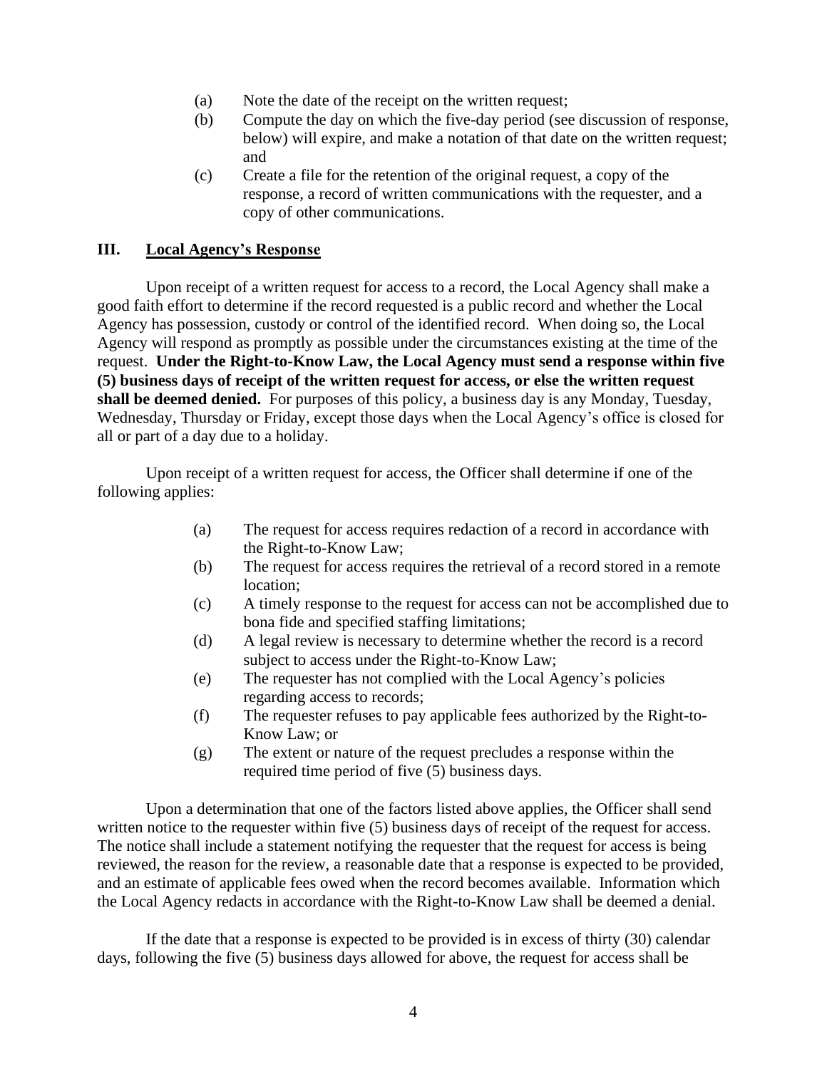(a) Note the date of the receipt on the written request;

(b) Compute the day on which the five-day period (see discussion of response, below) will expire, and make a notation of that date on the written request; and

(c) Create a file for the retention of the original request, a copy of the response, a record of written communications with the requester, and a copy of other communications.

## III. Local Agency's Response

Upon receipt of a written request for access to a record, the Local Agency shall make a good faith effort to determine if the record requested is a public record and whether the Local Agency has possession, custody or control of the identified record. When doing so, the Local Agency will respond as promptly as possible under the circumstances existing at the time of the request. **Under the Right-to-Know Law, the Local Agency must send a response within five (5) business days of receipt of the written request for access, or else the written request shall be deemed denied.** For purposes of this policy, a business day is any Monday, Tuesday, Wednesday, Thursday or Friday, except those days when the Local Agency's office is closed for all or part of a day due to a holiday.

Upon receipt of a written request for access, the Officer shall determine if one of the following applies:

(a) The request for access requires redaction of a record in accordance with the Right-to-Know Law;

(b) The request for access requires the retrieval of a record stored in a remote location;

(c) A timely response to the request for access can not be accomplished due to bona fide and specified staffing limitations;

(d) A legal review is necessary to determine whether the record is a record subject to access under the Right-to-Know Law;

(e) The requester has not complied with the Local Agency's policies regarding access to records;

(f) The requester refuses to pay applicable fees authorized by the Right-to-Know Law; or

(g) The extent or nature of the request precludes a response within the required time period of five (5) business days.

Upon a determination that one of the factors listed above applies, the Officer shall send written notice to the requester within five (5) business days of receipt of the request for access. The notice shall include a statement notifying the requester that the request for access is being reviewed, the reason for the review, a reasonable date that a response is expected to be provided, and an estimate of applicable fees owed when the record becomes available. Information which the Local Agency redacts in accordance with the Right-to-Know Law shall be deemed a denial.

If the date that a response is expected to be provided is in excess of thirty (30) calendar days, following the five (5) business days allowed for above, the request for access shall be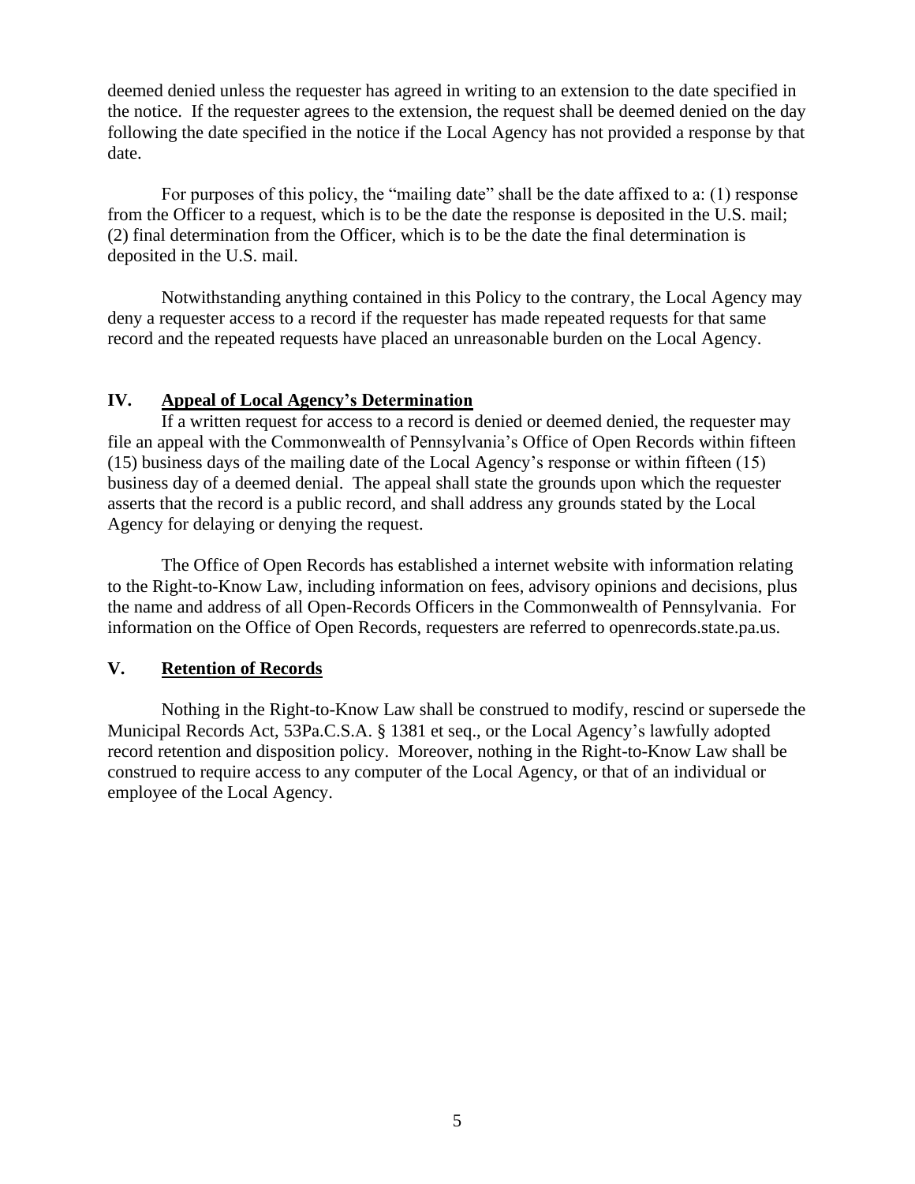deemed denied unless the requester has agreed in writing to an extension to the date specified in the notice. If the requester agrees to the extension, the request shall be deemed denied on the day following the date specified in the notice if the Local Agency has not provided a response by that date.

For purposes of this policy, the "mailing date" shall be the date affixed to a: (1) response from the Officer to a request, which is to be the date the response is deposited in the U.S. mail; (2) final determination from the Officer, which is to be the date the final determination is deposited in the U.S. mail.

Notwithstanding anything contained in this Policy to the contrary, the Local Agency may deny a requester access to a record if the requester has made repeated requests for that same record and the repeated requests have placed an unreasonable burden on the Local Agency.

## IV. Appeal of Local Agency's Determination

If a written request for access to a record is denied or deemed denied, the requester may file an appeal with the Commonwealth of Pennsylvania's Office of Open Records within fifteen (15) business days of the mailing date of the Local Agency's response or within fifteen (15) business day of a deemed denial. The appeal shall state the grounds upon which the requester asserts that the record is a public record, and shall address any grounds stated by the Local Agency for delaying or denying the request.

The Office of Open Records has established a internet website with information relating to the Right-to-Know Law, including information on fees, advisory opinions and decisions, plus the name and address of all Open-Records Officers in the Commonwealth of Pennsylvania. For information on the Office of Open Records, requesters are referred to openrecords.state.pa.us.

## V. Retention of Records

Nothing in the Right-to-Know Law shall be construed to modify, rescind or supersede the Municipal Records Act, 53Pa.C.S.A. § 1381 et seq., or the Local Agency's lawfully adopted record retention and disposition policy. Moreover, nothing in the Right-to-Know Law shall be construed to require access to any computer of the Local Agency, or that of an individual or employee of the Local Agency.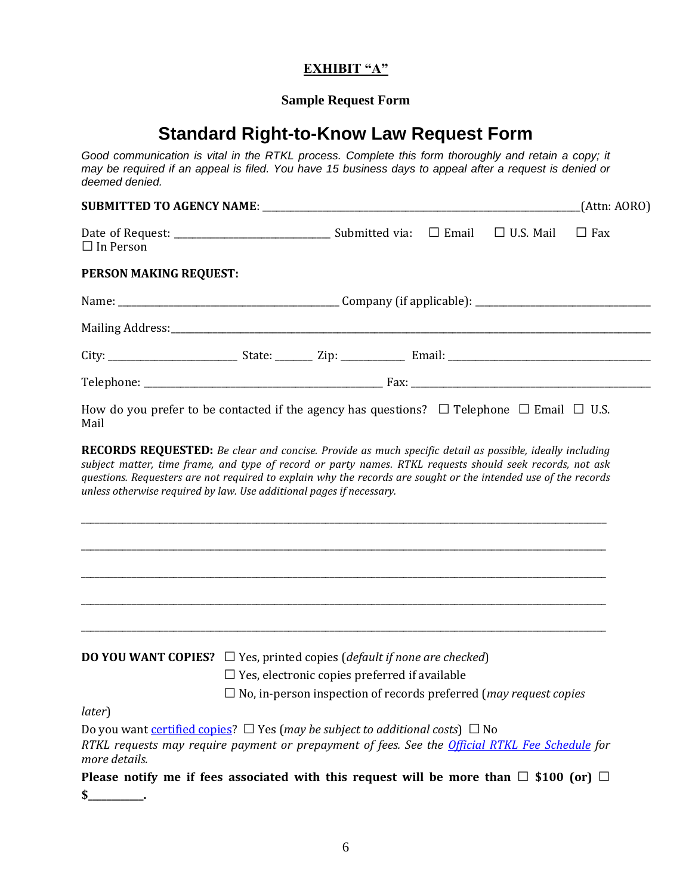**<u>EXHIBIT "A"</u>**

**Sample Request Form**

# Standard Right-to-Know Law Request Form

*Good communication is vital in the RTKL process. Complete this form thoroughly and retain a copy; it may be required if an appeal is filed. You have 15 business days to appeal after a request is denied or deemed denied.*

**SUBMITTED TO AGENCY NAME**: ____________________________________________(Attn: AORO)

Date of Request: ________________________ Submitted via: ☐ Email ☐ U.S. Mail ☐ Fax ☐ In Person

**PERSON MAKING REQUEST:**

Name: ______________________________________ Company (if applicable): ____________________________

Mailing Address:_________________________________________________________________________________

City: ______________________ State: ______ Zip: __________ Email: ___________________________________

Telephone: ____________________________________________ Fax: ____________________________________________

How do you prefer to be contacted if the agency has questions? ☐ Telephone ☐ Email ☐ U.S. Mail

**RECORDS REQUESTED:** *Be clear and concise. Provide as much specific detail as possible, ideally including subject matter, time frame, and type of record or party names. RTKL requests should seek records, not ask questions. Requesters are not required to explain why the records are sought or the intended use of the records unless otherwise required by law. Use additional pages if necessary.*

_____________________________________________________________________________________________________

_____________________________________________________________________________________________________

_____________________________________________________________________________________________________

_____________________________________________________________________________________________________

_____________________________________________________________________________________________________

**DO YOU WANT COPIES?** ☐ Yes, printed copies (*default if none are checked*)
☐ Yes, electronic copies preferred if available
☐ No, in-person inspection of records preferred (*may request copies later*)

Do you want certified copies? ☐ Yes (*may be subject to additional costs*) ☐ No

*RTKL requests may require payment or prepayment of fees. See the Official RTKL Fee Schedule for more details.*

**Please notify me if fees associated with this request will be more than ☐ $100 (or) ☐ $__________.**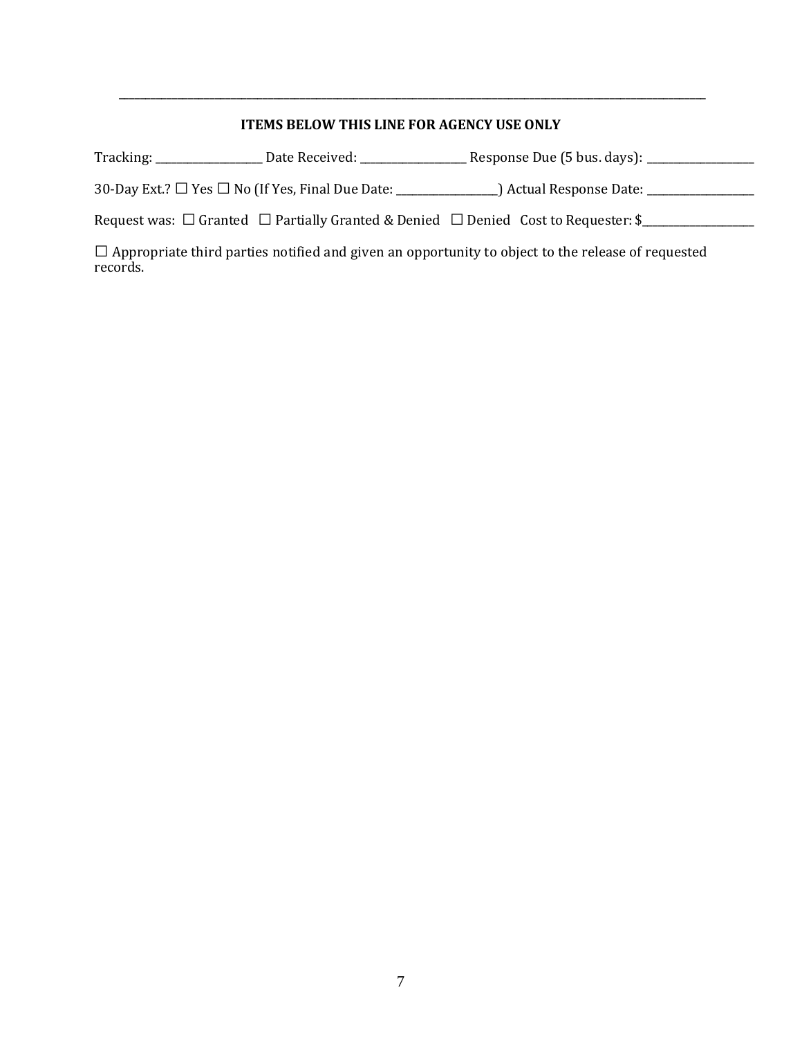______________________________________________________________________________________________________________

**ITEMS BELOW THIS LINE FOR AGENCY USE ONLY**

Tracking: ____________________ Date Received: ____________________ Response Due (5 bus. days): ____________________

30-Day Ext.? ☐ Yes ☐ No (If Yes, Final Due Date: ___________________) Actual Response Date: ____________________

Request was: ☐ Granted ☐ Partially Granted & Denied ☐ Denied Cost to Requester: $____________________

☐ Appropriate third parties notified and given an opportunity to object to the release of requested records.